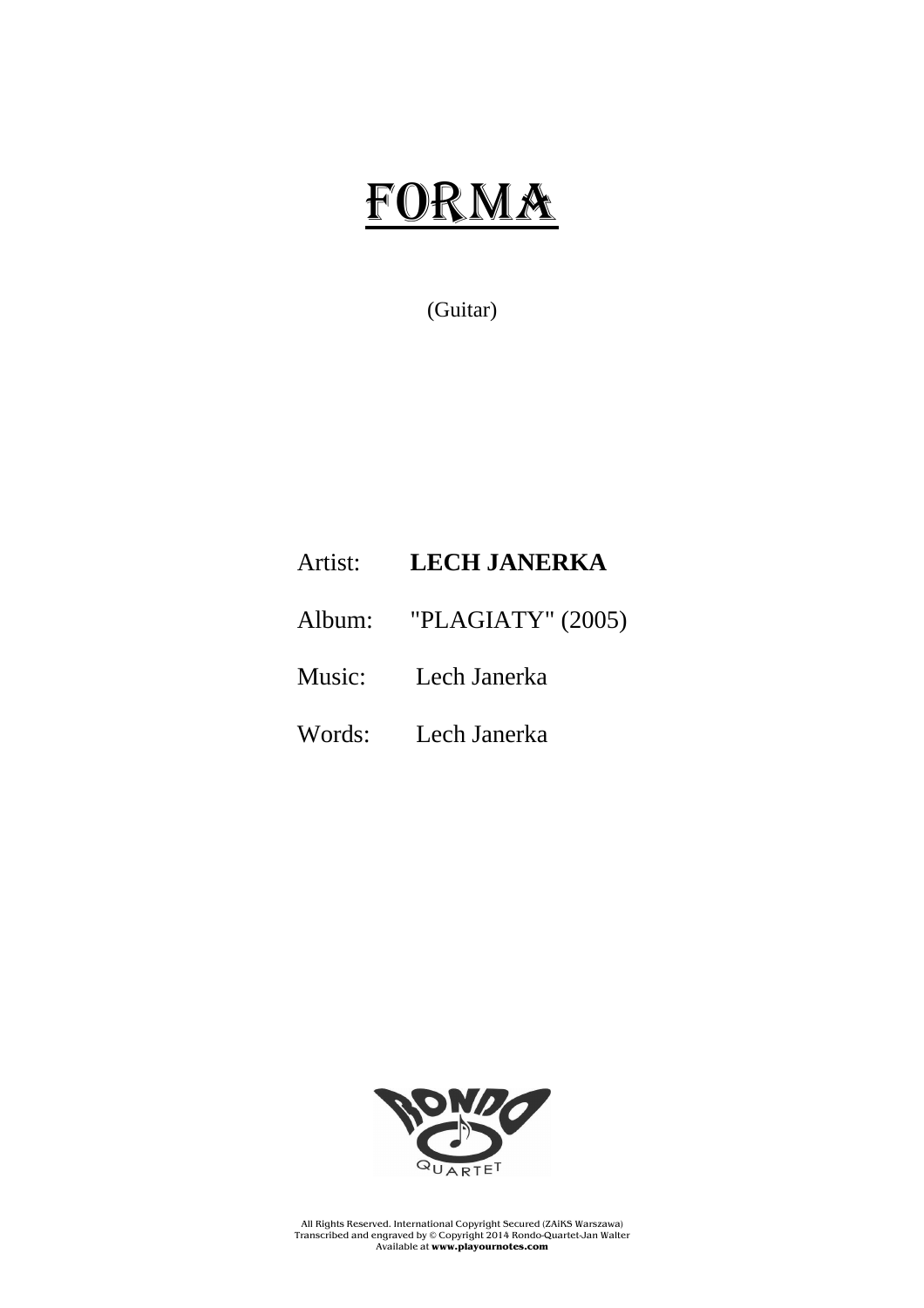# FORMA

(Guitar)

Artist: **LECH JANERKA**

Album: "PLAGIATY" (2005)

Music: Lech Janerka

Words: Lech Janerka

All Rights Reserved. International Copyright Secured (ZAiKS Warszawa)
Transcribed and engraved by © Copyright 2014 Rondo-Quartet-Jan Walter
Available at **www.playournotes.com**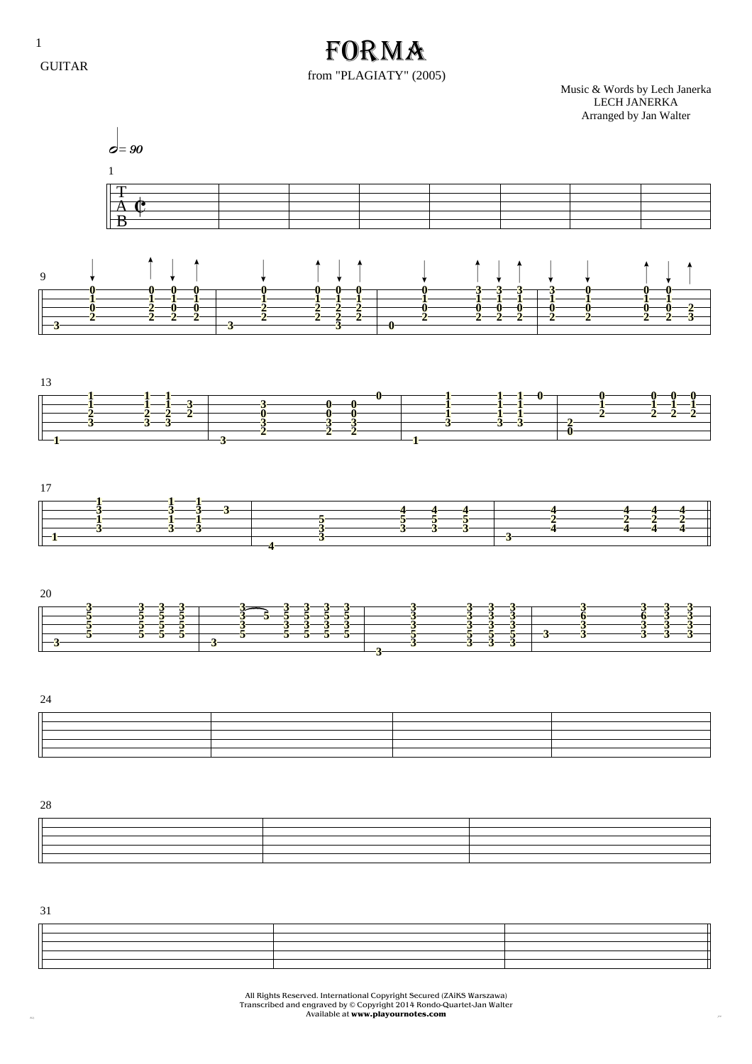# FORMA

from "PLAGIATY" (2005)

GUITAR

Music & Words by Lech Janerka
LECH JANERKA
Arranged by Jan Walter

𝅗𝅥 = 90

All Rights Reserved. International Copyright Secured (ZAiKS Warszawa)
Transcribed and engraved by © Copyright 2014 Rondo-Quartet-Jan Walter
Available at **www.playournotes.com**